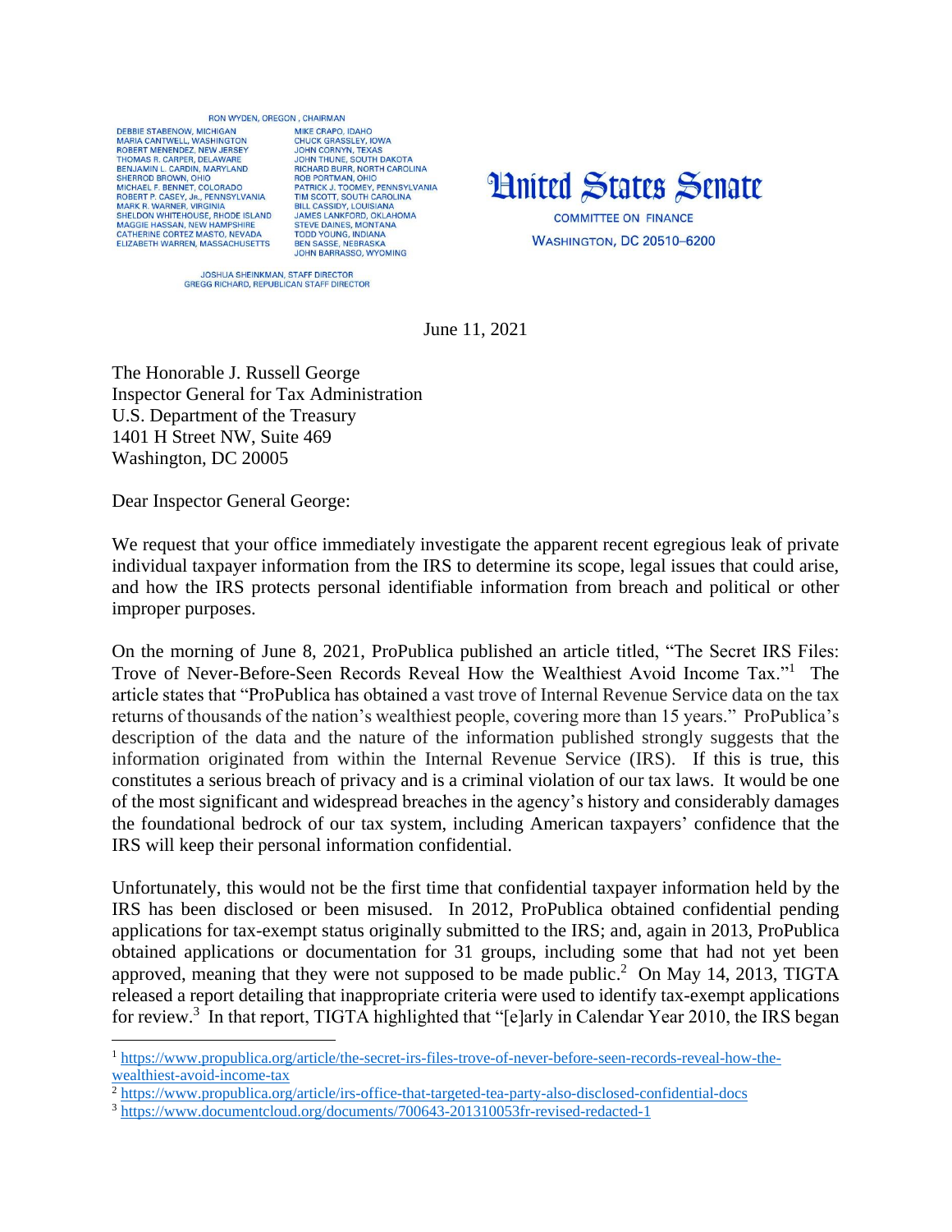RON WYDEN, OREGON, CHAIRMAN

DEBBIE STABENOW, MICHIGAN
MARIA CANTWELL, WASHINGTON
ROBERT MENENDEZ, NEW JERSEY
THOMAS R. CARPER, DELAWARE
BENJAMIN L. CARDIN, MARYLAND
SHERROD BROWN, OHIO
MICHAEL F. BENNET, COLORADO
ROBERT P. CASEY, JR., PENNSYLVANIA
MARK R. WARNER, VIRGINIA
SHELDON WHITEHOUSE, RHODE ISLAND
MAGGIE HASSAN, NEW HAMPSHIRE
CATHERINE CORTEZ MASTO, NEVADA
ELIZABETH WARREN, MASSACHUSETTS

MIKE CRAPO, IDAHO
CHUCK GRASSLEY, IOWA
JOHN CORNYN, TEXAS
JOHN THUNE, SOUTH DAKOTA
RICHARD BURR, NORTH CAROLINA
ROB PORTMAN, OHIO
PATRICK J. TOOMEY, PENNSYLVANIA
TIM SCOTT, SOUTH CAROLINA
BILL CASSIDY, LOUISIANA
JAMES LANKFORD, OKLAHOMA
STEVE DAINES, MONTANA
TODD YOUNG, INDIANA
BEN SASSE, NEBRASKA
JOHN BARRASSO, WYOMING

JOSHUA SHEINKMAN, STAFF DIRECTOR
GREGG RICHARD, REPUBLICAN STAFF DIRECTOR

# United States Senate

COMMITTEE ON FINANCE

WASHINGTON, DC 20510–6200

June 11, 2021

The Honorable J. Russell George
Inspector General for Tax Administration
U.S. Department of the Treasury
1401 H Street NW, Suite 469
Washington, DC 20005

Dear Inspector General George:

We request that your office immediately investigate the apparent recent egregious leak of private individual taxpayer information from the IRS to determine its scope, legal issues that could arise, and how the IRS protects personal identifiable information from breach and political or other improper purposes.

On the morning of June 8, 2021, ProPublica published an article titled, "The Secret IRS Files: Trove of Never-Before-Seen Records Reveal How the Wealthiest Avoid Income Tax."[1] The article states that "ProPublica has obtained a vast trove of Internal Revenue Service data on the tax returns of thousands of the nation's wealthiest people, covering more than 15 years." ProPublica's description of the data and the nature of the information published strongly suggests that the information originated from within the Internal Revenue Service (IRS). If this is true, this constitutes a serious breach of privacy and is a criminal violation of our tax laws. It would be one of the most significant and widespread breaches in the agency's history and considerably damages the foundational bedrock of our tax system, including American taxpayers' confidence that the IRS will keep their personal information confidential.

Unfortunately, this would not be the first time that confidential taxpayer information held by the IRS has been disclosed or been misused. In 2012, ProPublica obtained confidential pending applications for tax-exempt status originally submitted to the IRS; and, again in 2013, ProPublica obtained applications or documentation for 31 groups, including some that had not yet been approved, meaning that they were not supposed to be made public.[2] On May 14, 2013, TIGTA released a report detailing that inappropriate criteria were used to identify tax-exempt applications for review.[3] In that report, TIGTA highlighted that "[e]arly in Calendar Year 2010, the IRS began

---

[1] https://www.propublica.org/article/the-secret-irs-files-trove-of-never-before-seen-records-reveal-how-the-wealthiest-avoid-income-tax

[2] https://www.propublica.org/article/irs-office-that-targeted-tea-party-also-disclosed-confidential-docs

[3] https://www.documentcloud.org/documents/700643-201310053fr-revised-redacted-1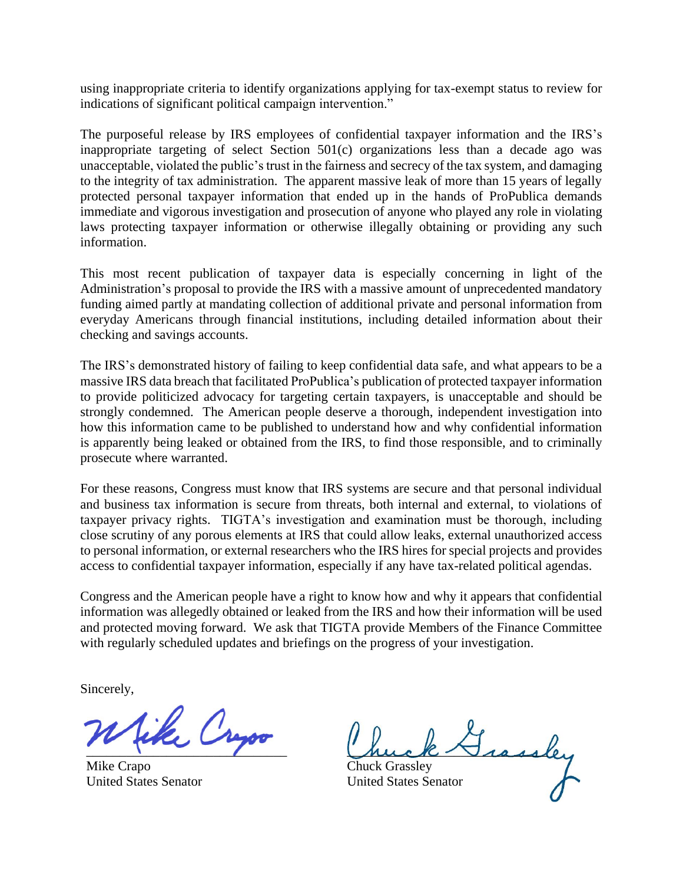using inappropriate criteria to identify organizations applying for tax-exempt status to review for indications of significant political campaign intervention."

The purposeful release by IRS employees of confidential taxpayer information and the IRS's inappropriate targeting of select Section 501(c) organizations less than a decade ago was unacceptable, violated the public's trust in the fairness and secrecy of the tax system, and damaging to the integrity of tax administration. The apparent massive leak of more than 15 years of legally protected personal taxpayer information that ended up in the hands of ProPublica demands immediate and vigorous investigation and prosecution of anyone who played any role in violating laws protecting taxpayer information or otherwise illegally obtaining or providing any such information.

This most recent publication of taxpayer data is especially concerning in light of the Administration's proposal to provide the IRS with a massive amount of unprecedented mandatory funding aimed partly at mandating collection of additional private and personal information from everyday Americans through financial institutions, including detailed information about their checking and savings accounts.

The IRS's demonstrated history of failing to keep confidential data safe, and what appears to be a massive IRS data breach that facilitated ProPublica's publication of protected taxpayer information to provide politicized advocacy for targeting certain taxpayers, is unacceptable and should be strongly condemned. The American people deserve a thorough, independent investigation into how this information came to be published to understand how and why confidential information is apparently being leaked or obtained from the IRS, to find those responsible, and to criminally prosecute where warranted.

For these reasons, Congress must know that IRS systems are secure and that personal individual and business tax information is secure from threats, both internal and external, to violations of taxpayer privacy rights. TIGTA's investigation and examination must be thorough, including close scrutiny of any porous elements at IRS that could allow leaks, external unauthorized access to personal information, or external researchers who the IRS hires for special projects and provides access to confidential taxpayer information, especially if any have tax-related political agendas.

Congress and the American people have a right to know how and why it appears that confidential information was allegedly obtained or leaked from the IRS and how their information will be used and protected moving forward. We ask that TIGTA provide Members of the Finance Committee with regularly scheduled updates and briefings on the progress of your investigation.

Sincerely,

Mike Crapo
United States Senator

Chuck Grassley
United States Senator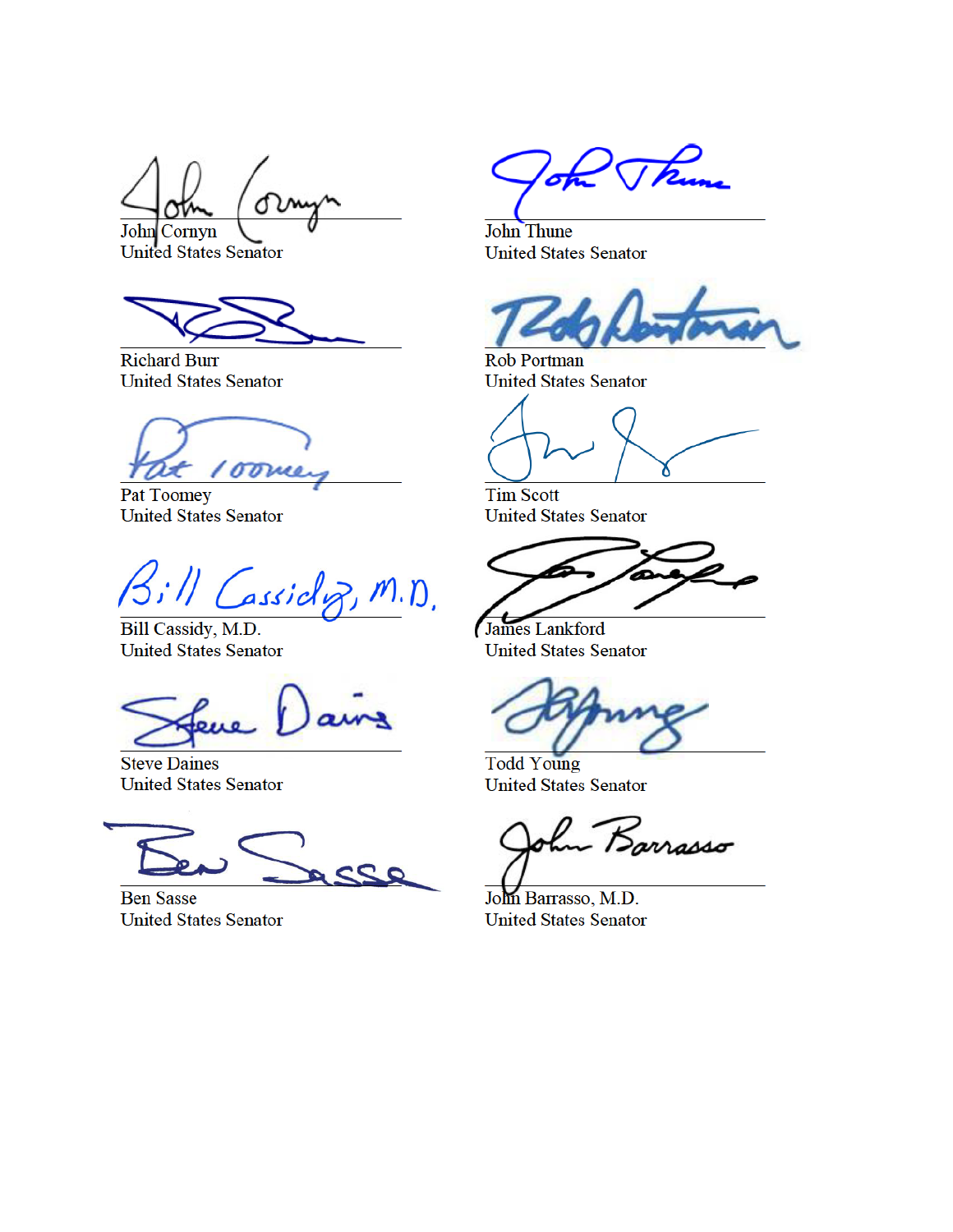John Cornyn
United States Senator

John Thune
United States Senator

Richard Burr
United States Senator

Rob Portman
United States Senator

Pat Toomey
United States Senator

Tim Scott
United States Senator

Bill Cassidy, M.D.
United States Senator

James Lankford
United States Senator

Steve Daines
United States Senator

Todd Young
United States Senator

Ben Sasse
United States Senator

John Barrasso, M.D.
United States Senator